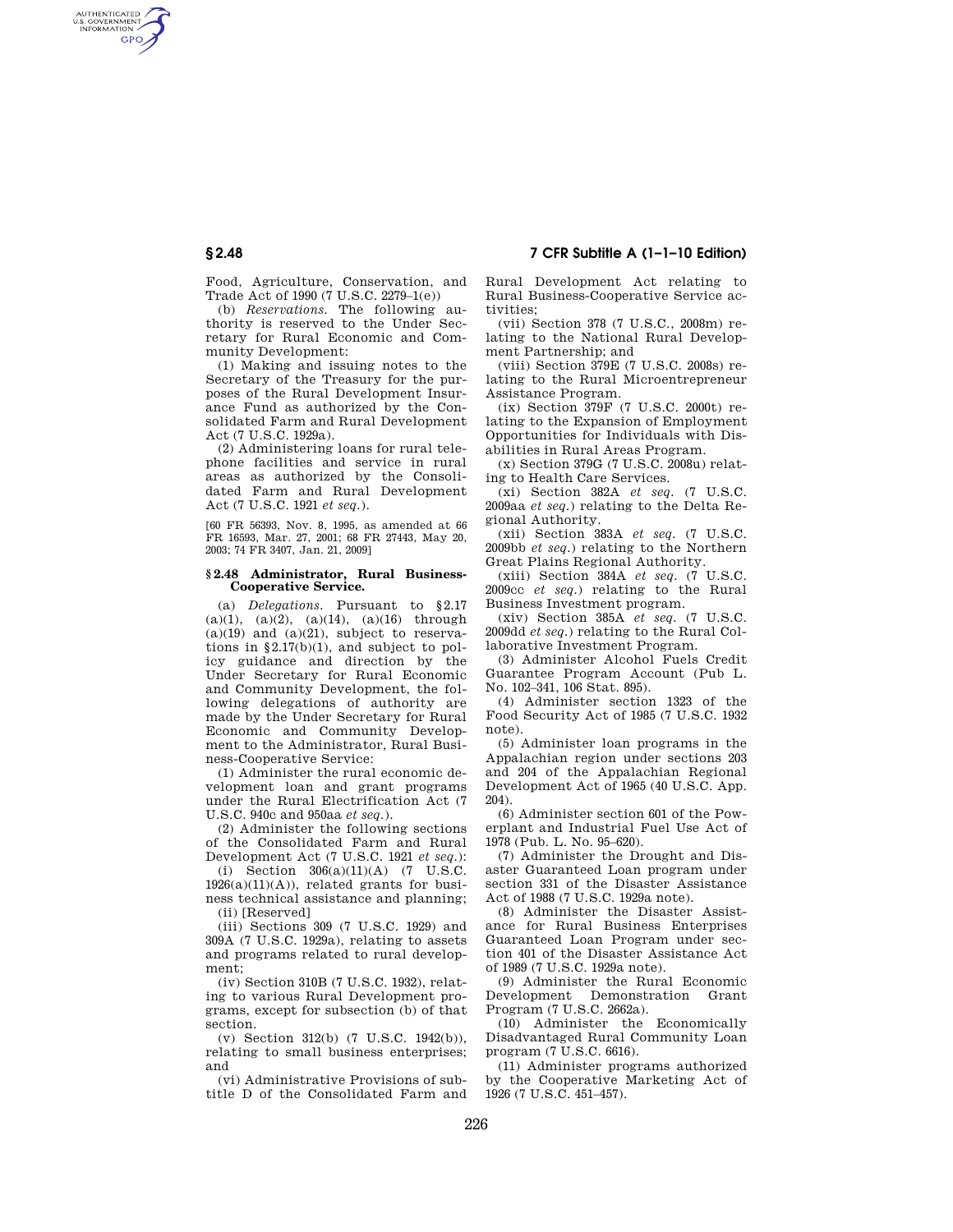Food, Agriculture, Conservation, and Trade Act of 1990 (7 U.S.C. 2279–1(e))

(b) *Reservations.* The following authority is reserved to the Under Secretary for Rural Economic and Community Development:

(1) Making and issuing notes to the Secretary of the Treasury for the purposes of the Rural Development Insurance Fund as authorized by the Consolidated Farm and Rural Development Act (7 U.S.C. 1929a).

(2) Administering loans for rural telephone facilities and service in rural areas as authorized by the Consolidated Farm and Rural Development Act (7 U.S.C. 1921 *et seq.*).

[60 FR 56393, Nov. 8, 1995, as amended at 66 FR 16593, Mar. 27, 2001; 68 FR 27443, May 20, 2003; 74 FR 3407, Jan. 21, 2009]

### § 2.48 Administrator, Rural Business-Cooperative Service.

(a) *Delegations.* Pursuant to §2.17 (a)(1), (a)(2), (a)(14), (a)(16) through (a)(19) and (a)(21), subject to reservations in §2.17(b)(1), and subject to policy guidance and direction by the Under Secretary for Rural Economic and Community Development, the following delegations of authority are made by the Under Secretary for Rural Economic and Community Development to the Administrator, Rural Business-Cooperative Service:

(1) Administer the rural economic development loan and grant programs under the Rural Electrification Act (7 U.S.C. 940c and 950aa *et seq.*).

(2) Administer the following sections of the Consolidated Farm and Rural Development Act (7 U.S.C. 1921 *et seq.*):

(i) Section 306(a)(11)(A) (7 U.S.C. 1926(a)(11)(A)), related grants for business technical assistance and planning;

(ii) [Reserved]

(iii) Sections 309 (7 U.S.C. 1929) and 309A (7 U.S.C. 1929a), relating to assets and programs related to rural development;

(iv) Section 310B (7 U.S.C. 1932), relating to various Rural Development programs, except for subsection (b) of that section.

(v) Section 312(b) (7 U.S.C. 1942(b)), relating to small business enterprises; and

(vi) Administrative Provisions of subtitle D of the Consolidated Farm and Rural Development Act relating to Rural Business-Cooperative Service activities;

(vii) Section 378 (7 U.S.C., 2008m) relating to the National Rural Development Partnership; and

(viii) Section 379E (7 U.S.C. 2008s) relating to the Rural Microentrepreneur Assistance Program.

(ix) Section 379F (7 U.S.C. 2000t) relating to the Expansion of Employment Opportunities for Individuals with Disabilities in Rural Areas Program.

(x) Section 379G (7 U.S.C. 2008u) relating to Health Care Services.

(xi) Section 382A *et seq.* (7 U.S.C. 2009aa *et seq.*) relating to the Delta Regional Authority.

(xii) Section 383A *et seq.* (7 U.S.C. 2009bb *et seq.*) relating to the Northern Great Plains Regional Authority.

(xiii) Section 384A *et seq.* (7 U.S.C. 2009cc *et seq.*) relating to the Rural Business Investment program.

(xiv) Section 385A *et seq.* (7 U.S.C. 2009dd *et seq.*) relating to the Rural Collaborative Investment Program.

(3) Administer Alcohol Fuels Credit Guarantee Program Account (Pub L. No. 102–341, 106 Stat. 895).

(4) Administer section 1323 of the Food Security Act of 1985 (7 U.S.C. 1932 note).

(5) Administer loan programs in the Appalachian region under sections 203 and 204 of the Appalachian Regional Development Act of 1965 (40 U.S.C. App. 204).

(6) Administer section 601 of the Powerplant and Industrial Fuel Use Act of 1978 (Pub. L. No. 95–620).

(7) Administer the Drought and Disaster Guaranteed Loan program under section 331 of the Disaster Assistance Act of 1988 (7 U.S.C. 1929a note).

(8) Administer the Disaster Assistance for Rural Business Enterprises Guaranteed Loan Program under section 401 of the Disaster Assistance Act of 1989 (7 U.S.C. 1929a note).

(9) Administer the Rural Economic Development Demonstration Grant Program (7 U.S.C. 2662a).

(10) Administer the Economically Disadvantaged Rural Community Loan program (7 U.S.C. 6616).

(11) Administer programs authorized by the Cooperative Marketing Act of 1926 (7 U.S.C. 451–457).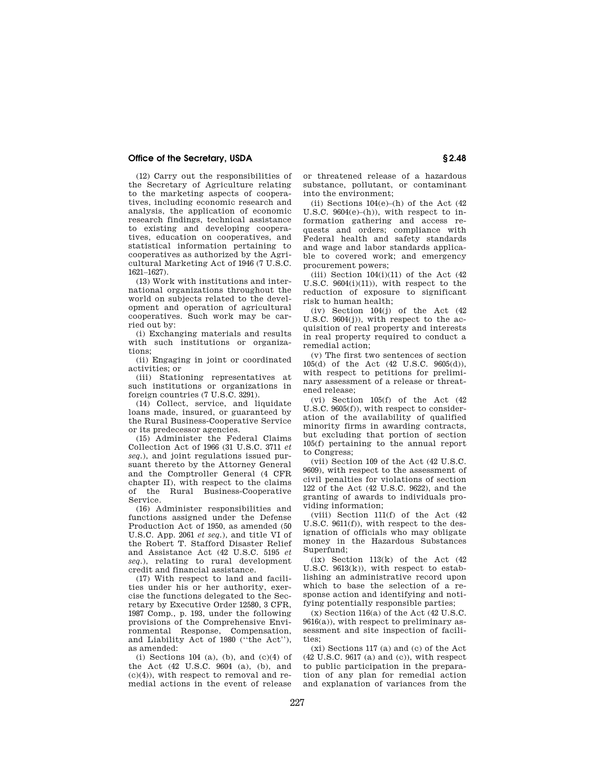(12) Carry out the responsibilities of the Secretary of Agriculture relating to the marketing aspects of cooperatives, including economic research and analysis, the application of economic research findings, technical assistance to existing and developing cooperatives, education on cooperatives, and statistical information pertaining to cooperatives as authorized by the Agricultural Marketing Act of 1946 (7 U.S.C. 1621–1627).

(13) Work with institutions and international organizations throughout the world on subjects related to the development and operation of agricultural cooperatives. Such work may be carried out by:

(i) Exchanging materials and results with such institutions or organizations;

(ii) Engaging in joint or coordinated activities; or

(iii) Stationing representatives at such institutions or organizations in foreign countries (7 U.S.C. 3291).

(14) Collect, service, and liquidate loans made, insured, or guaranteed by the Rural Business-Cooperative Service or its predecessor agencies.

(15) Administer the Federal Claims Collection Act of 1966 (31 U.S.C. 3711 *et seq.*), and joint regulations issued pursuant thereto by the Attorney General and the Comptroller General (4 CFR chapter II), with respect to the claims of the Rural Business-Cooperative Service.

(16) Administer responsibilities and functions assigned under the Defense Production Act of 1950, as amended (50 U.S.C. App. 2061 *et seq.*), and title VI of the Robert T. Stafford Disaster Relief and Assistance Act (42 U.S.C. 5195 *et seq.*), relating to rural development credit and financial assistance.

(17) With respect to land and facilities under his or her authority, exercise the functions delegated to the Secretary by Executive Order 12580, 3 CFR, 1987 Comp., p. 193, under the following provisions of the Comprehensive Environmental Response, Compensation, and Liability Act of 1980 (''the Act''), as amended:

(i) Sections 104 (a), (b), and (c)(4) of the Act (42 U.S.C. 9604 (a), (b), and (c)(4)), with respect to removal and remedial actions in the event of release or threatened release of a hazardous substance, pollutant, or contaminant into the environment;

(ii) Sections 104(e)–(h) of the Act (42 U.S.C. 9604(e)–(h)), with respect to information gathering and access requests and orders; compliance with Federal health and safety standards and wage and labor standards applicable to covered work; and emergency procurement powers;

(iii) Section 104(i)(11) of the Act (42 U.S.C. 9604(i)(11)), with respect to the reduction of exposure to significant risk to human health;

(iv) Section 104(j) of the Act (42 U.S.C. 9604(j)), with respect to the acquisition of real property and interests in real property required to conduct a remedial action;

(v) The first two sentences of section 105(d) of the Act (42 U.S.C. 9605(d)), with respect to petitions for preliminary assessment of a release or threatened release;

(vi) Section 105(f) of the Act (42 U.S.C. 9605(f)), with respect to consideration of the availability of qualified minority firms in awarding contracts, but excluding that portion of section 105(f) pertaining to the annual report to Congress;

(vii) Section 109 of the Act (42 U.S.C. 9609), with respect to the assessment of civil penalties for violations of section 122 of the Act (42 U.S.C. 9622), and the granting of awards to individuals providing information;

(viii) Section 111(f) of the Act (42 U.S.C. 9611(f)), with respect to the designation of officials who may obligate money in the Hazardous Substances Superfund;

(ix) Section 113(k) of the Act (42 U.S.C. 9613(k)), with respect to establishing an administrative record upon which to base the selection of a response action and identifying and notifying potentially responsible parties;

(x) Section 116(a) of the Act (42 U.S.C. 9616(a)), with respect to preliminary assessment and site inspection of facilities;

(xi) Sections 117 (a) and (c) of the Act (42 U.S.C. 9617 (a) and (c)), with respect to public participation in the preparation of any plan for remedial action and explanation of variances from the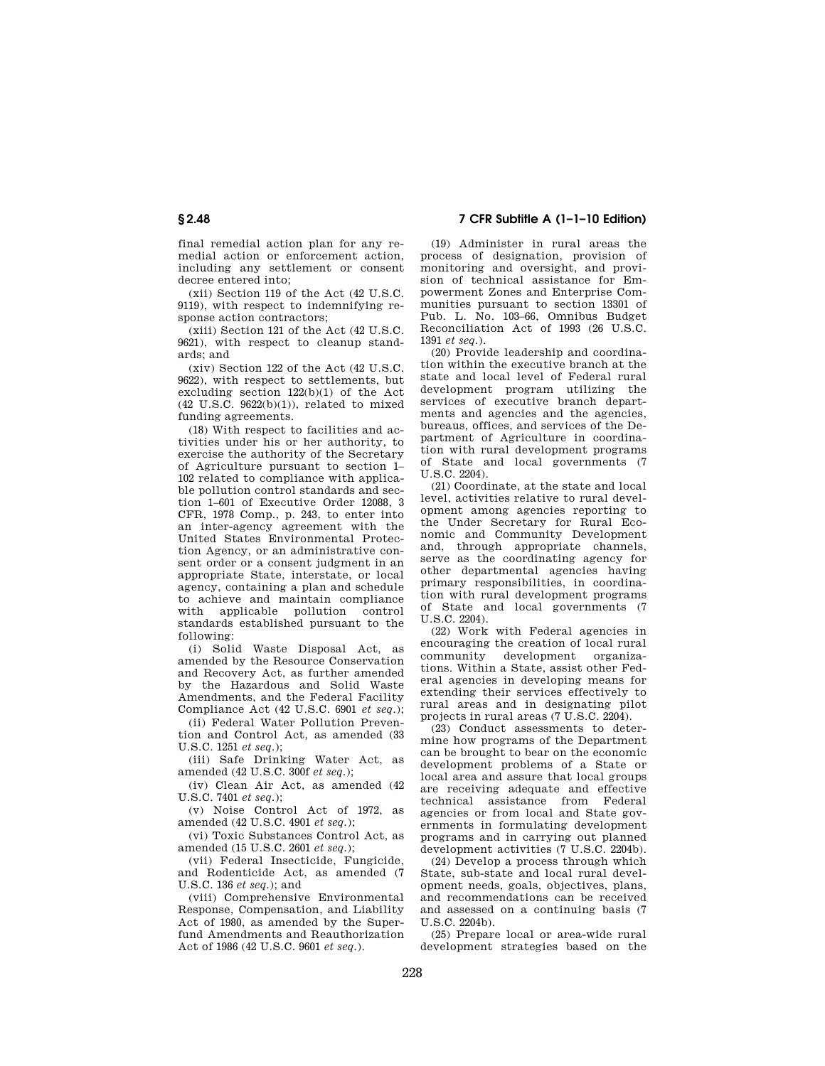final remedial action plan for any remedial action or enforcement action, including any settlement or consent decree entered into;

(xii) Section 119 of the Act (42 U.S.C. 9119), with respect to indemnifying response action contractors;

(xiii) Section 121 of the Act (42 U.S.C. 9621), with respect to cleanup standards; and

(xiv) Section 122 of the Act (42 U.S.C. 9622), with respect to settlements, but excluding section 122(b)(1) of the Act (42 U.S.C. 9622(b)(1)), related to mixed funding agreements.

(18) With respect to facilities and activities under his or her authority, to exercise the authority of the Secretary of Agriculture pursuant to section 1–102 related to compliance with applicable pollution control standards and section 1–601 of Executive Order 12088, 3 CFR, 1978 Comp., p. 243, to enter into an inter-agency agreement with the United States Environmental Protection Agency, or an administrative consent order or a consent judgment in an appropriate State, interstate, or local agency, containing a plan and schedule to achieve and maintain compliance with applicable pollution control standards established pursuant to the following:

(i) Solid Waste Disposal Act, as amended by the Resource Conservation and Recovery Act, as further amended by the Hazardous and Solid Waste Amendments, and the Federal Facility Compliance Act (42 U.S.C. 6901 *et seq.*);

(ii) Federal Water Pollution Prevention and Control Act, as amended (33 U.S.C. 1251 *et seq.*);

(iii) Safe Drinking Water Act, as amended (42 U.S.C. 300f *et seq.*);

(iv) Clean Air Act, as amended (42 U.S.C. 7401 *et seq.*);

(v) Noise Control Act of 1972, as amended (42 U.S.C. 4901 *et seq.*);

(vi) Toxic Substances Control Act, as amended (15 U.S.C. 2601 *et seq.*);

(vii) Federal Insecticide, Fungicide, and Rodenticide Act, as amended (7 U.S.C. 136 *et seq.*); and

(viii) Comprehensive Environmental Response, Compensation, and Liability Act of 1980, as amended by the Superfund Amendments and Reauthorization Act of 1986 (42 U.S.C. 9601 *et seq.*).

(19) Administer in rural areas the process of designation, provision of monitoring and oversight, and provision of technical assistance for Empowerment Zones and Enterprise Communities pursuant to section 13301 of Pub. L. No. 103–66, Omnibus Budget Reconciliation Act of 1993 (26 U.S.C. 1391 *et seq.*).

(20) Provide leadership and coordination within the executive branch at the state and local level of Federal rural development program utilizing the services of executive branch departments and agencies and the agencies, bureaus, offices, and services of the Department of Agriculture in coordination with rural development programs of State and local governments (7 U.S.C. 2204).

(21) Coordinate, at the state and local level, activities relative to rural development among agencies reporting to the Under Secretary for Rural Economic and Community Development and, through appropriate channels, serve as the coordinating agency for other departmental agencies having primary responsibilities, in coordination with rural development programs of State and local governments (7 U.S.C. 2204).

(22) Work with Federal agencies in encouraging the creation of local rural community development organizations. Within a State, assist other Federal agencies in developing means for extending their services effectively to rural areas and in designating pilot projects in rural areas (7 U.S.C. 2204).

(23) Conduct assessments to determine how programs of the Department can be brought to bear on the economic development problems of a State or local area and assure that local groups are receiving adequate and effective technical assistance from Federal agencies or from local and State governments in formulating development programs and in carrying out planned development activities (7 U.S.C. 2204b).

(24) Develop a process through which State, sub-state and local rural development needs, goals, objectives, plans, and recommendations can be received and assessed on a continuing basis (7 U.S.C. 2204b).

(25) Prepare local or area-wide rural development strategies based on the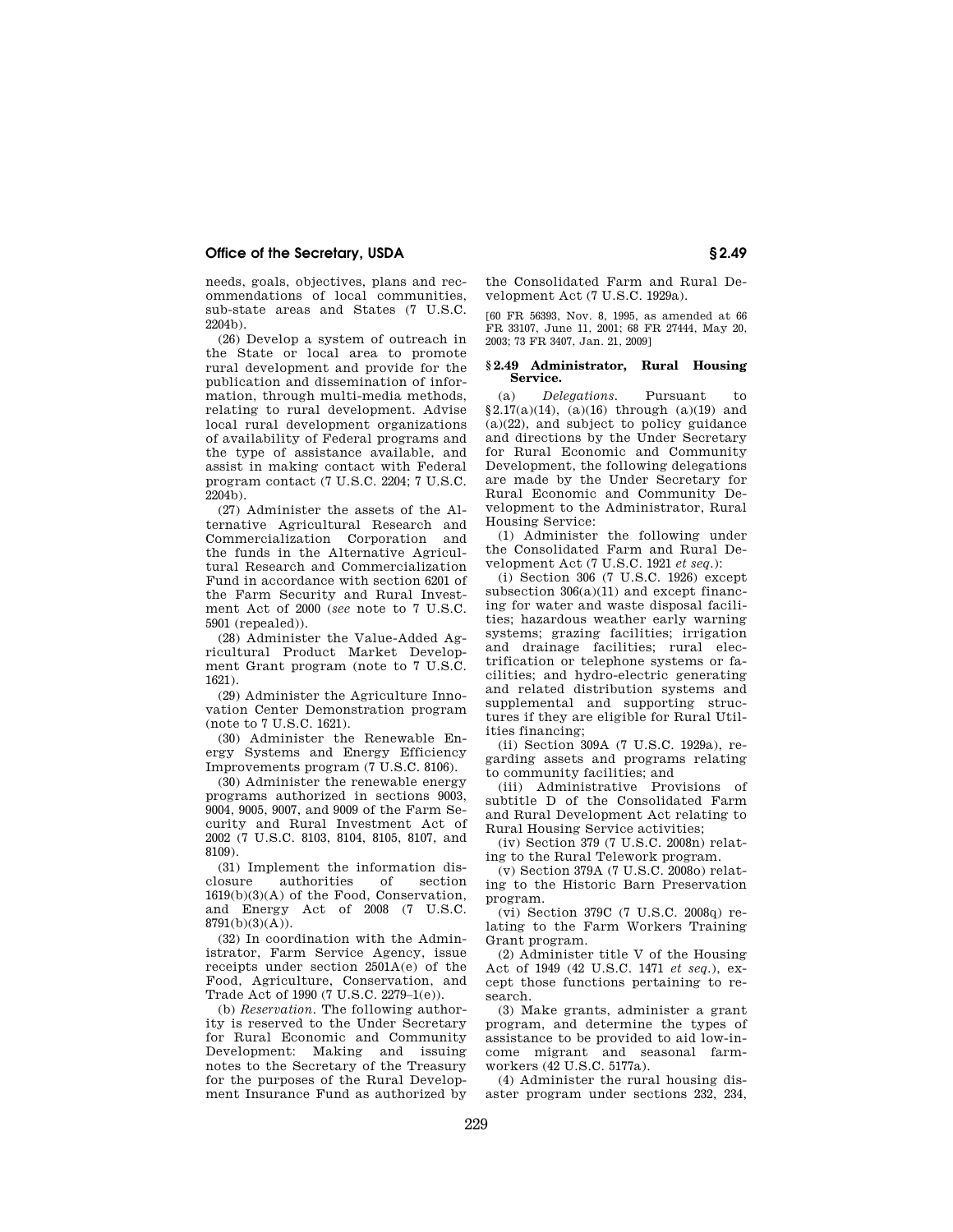needs, goals, objectives, plans and recommendations of local communities, sub-state areas and States (7 U.S.C. 2204b).

(26) Develop a system of outreach in the State or local area to promote rural development and provide for the publication and dissemination of information, through multi-media methods, relating to rural development. Advise local rural development organizations of availability of Federal programs and the type of assistance available, and assist in making contact with Federal program contact (7 U.S.C. 2204; 7 U.S.C. 2204b).

(27) Administer the assets of the Alternative Agricultural Research and Commercialization Corporation and the funds in the Alternative Agricultural Research and Commercialization Fund in accordance with section 6201 of the Farm Security and Rural Investment Act of 2000 (*see* note to 7 U.S.C. 5901 (repealed)).

(28) Administer the Value-Added Agricultural Product Market Development Grant program (note to 7 U.S.C. 1621).

(29) Administer the Agriculture Innovation Center Demonstration program (note to 7 U.S.C. 1621).

(30) Administer the Renewable Energy Systems and Energy Efficiency Improvements program (7 U.S.C. 8106).

(30) Administer the renewable energy programs authorized in sections 9003, 9004, 9005, 9007, and 9009 of the Farm Security and Rural Investment Act of 2002 (7 U.S.C. 8103, 8104, 8105, 8107, and 8109).

(31) Implement the information disclosure authorities of section 1619(b)(3)(A) of the Food, Conservation, and Energy Act of 2008 (7 U.S.C. 8791(b)(3)(A)).

(32) In coordination with the Administrator, Farm Service Agency, issue receipts under section 2501A(e) of the Food, Agriculture, Conservation, and Trade Act of 1990 (7 U.S.C. 2279–1(e)).

(b) *Reservation.* The following authority is reserved to the Under Secretary for Rural Economic and Community Development: Making and issuing notes to the Secretary of the Treasury for the purposes of the Rural Development Insurance Fund as authorized by the Consolidated Farm and Rural Development Act (7 U.S.C. 1929a).

[60 FR 56393, Nov. 8, 1995, as amended at 66 FR 33107, June 11, 2001; 68 FR 27444, May 20, 2003; 73 FR 3407, Jan. 21, 2009]

## § 2.49 Administrator, Rural Housing Service.

(a) *Delegations.* Pursuant to §2.17(a)(14), (a)(16) through (a)(19) and (a)(22), and subject to policy guidance and directions by the Under Secretary for Rural Economic and Community Development, the following delegations are made by the Under Secretary for Rural Economic and Community Development to the Administrator, Rural Housing Service:

(1) Administer the following under the Consolidated Farm and Rural Development Act (7 U.S.C. 1921 *et seq.*):

(i) Section 306 (7 U.S.C. 1926) except subsection 306(a)(11) and except financing for water and waste disposal facilities; hazardous weather early warning systems; grazing facilities; irrigation and drainage facilities; rural electrification or telephone systems or facilities; and hydro-electric generating and related distribution systems and supplemental and supporting structures if they are eligible for Rural Utilities financing;

(ii) Section 309A (7 U.S.C. 1929a), regarding assets and programs relating to community facilities; and

(iii) Administrative Provisions of subtitle D of the Consolidated Farm and Rural Development Act relating to Rural Housing Service activities;

(iv) Section 379 (7 U.S.C. 2008n) relating to the Rural Telework program.

(v) Section 379A (7 U.S.C. 2008o) relating to the Historic Barn Preservation program.

(vi) Section 379C (7 U.S.C. 2008q) relating to the Farm Workers Training Grant program.

(2) Administer title V of the Housing Act of 1949 (42 U.S.C. 1471 *et seq.*), except those functions pertaining to research.

(3) Make grants, administer a grant program, and determine the types of assistance to be provided to aid low-income migrant and seasonal farmworkers (42 U.S.C. 5177a).

(4) Administer the rural housing disaster program under sections 232, 234,